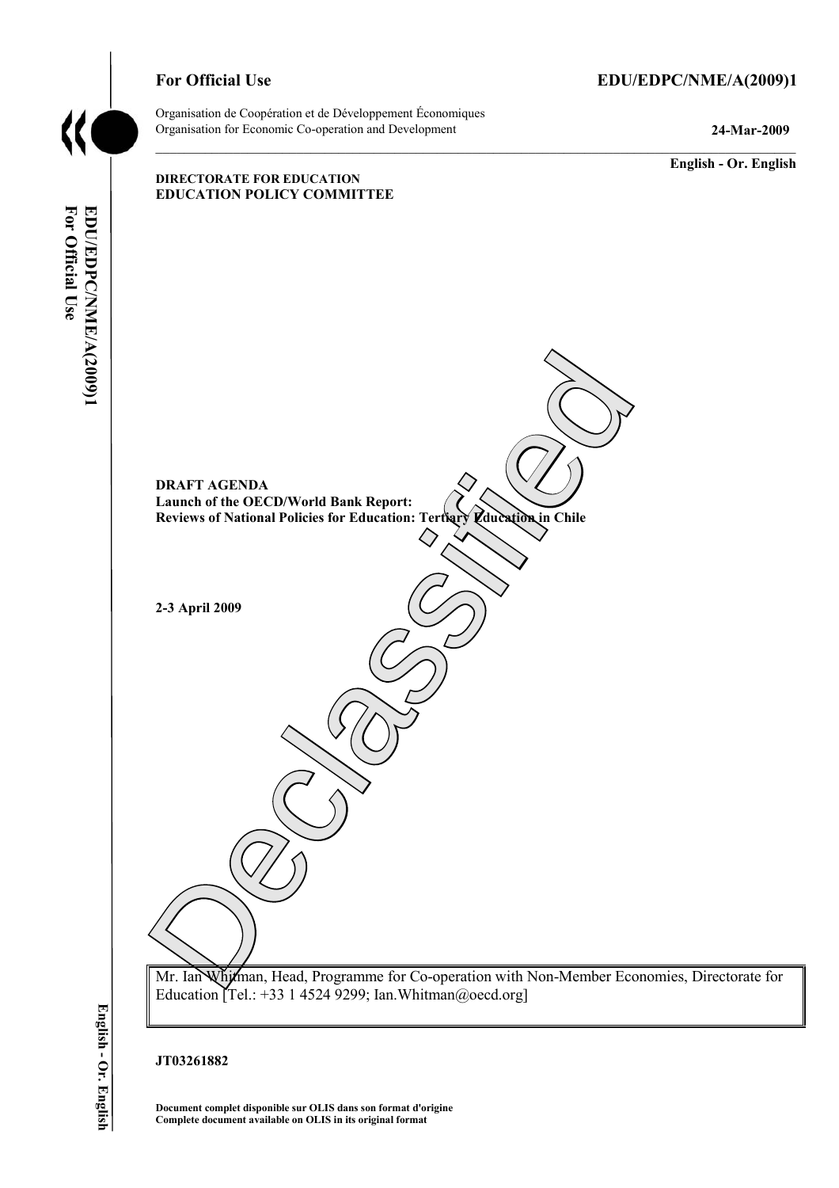**For Official Use** **EDU/EDPC/NME/A(2009)1**

Organisation de Coopération et de Développement Économiques
Organisation for Economic Co-operation and Development

**24-Mar-2009**

**English - Or. English**

**DIRECTORATE FOR EDUCATION**
**EDUCATION POLICY COMMITTEE**

Declassified

**DRAFT AGENDA**
**Launch of the OECD/World Bank Report:**
**Reviews of National Policies for Education: Tertiary Education in Chile**

**2-3 April 2009**

Mr. Ian Whitman, Head, Programme for Co-operation with Non-Member Economies, Directorate for Education [Tel.: +33 1 4524 9299; Ian.Whitman@oecd.org]

**JT03261882**

**Document complet disponible sur OLIS dans son format d'origine**
**Complete document available on OLIS in its original format**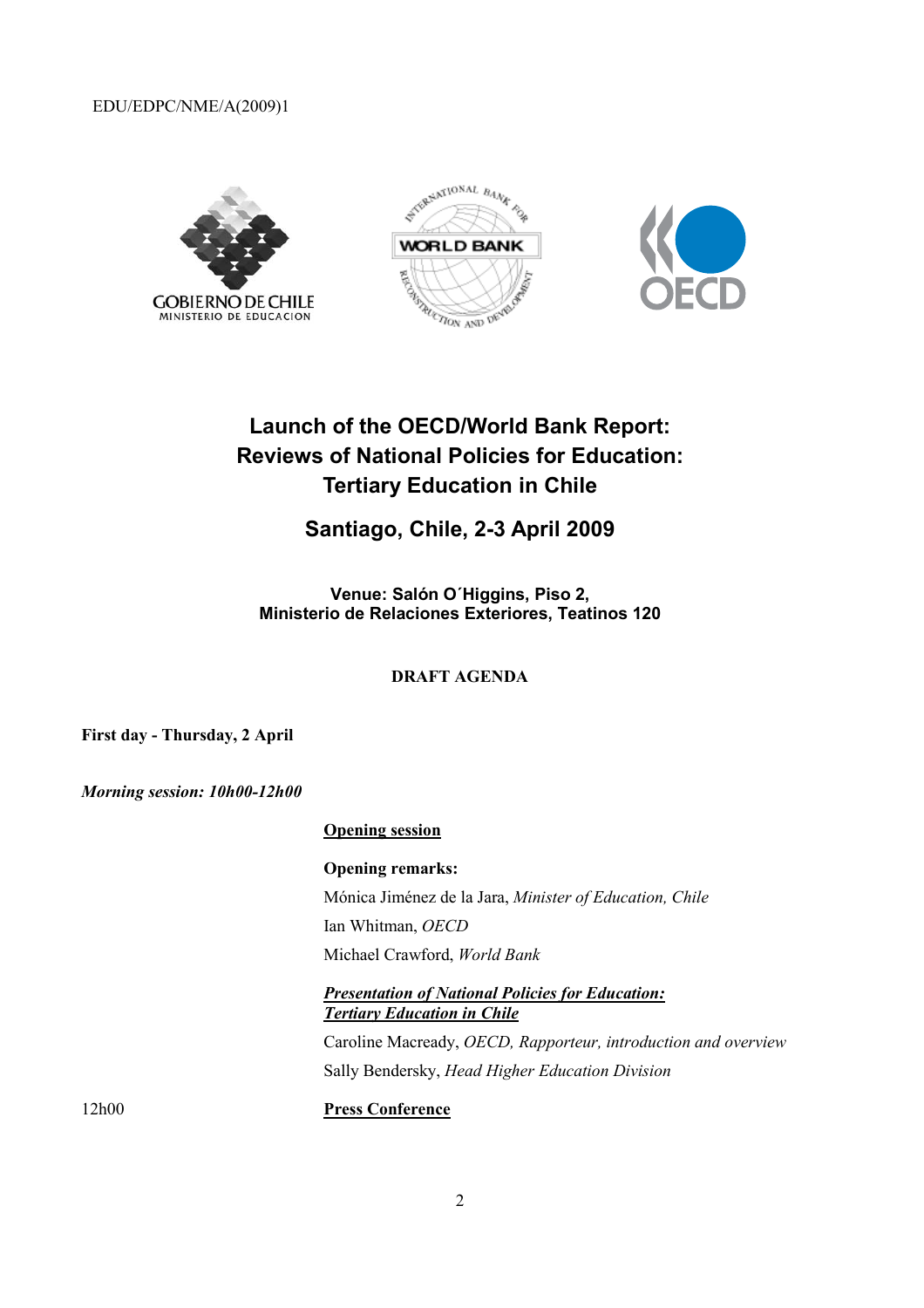EDU/EDPC/NME/A(2009)1

GOBIERNO DE CHILE
MINISTERIO DE EDUCACION

WORLD BANK

OECD

# Launch of the OECD/World Bank Report: Reviews of National Policies for Education: Tertiary Education in Chile

## Santiago, Chile, 2-3 April 2009

**Venue: Salón O´Higgins, Piso 2,**
**Ministerio de Relaciones Exteriores, Teatinos 120**

**DRAFT AGENDA**

**First day - Thursday, 2 April**

***Morning session: 10h00-12h00***

**Opening session**

**Opening remarks:**

Mónica Jiménez de la Jara, *Minister of Education, Chile*

Ian Whitman, *OECD*

Michael Crawford, *World Bank*

***Presentation of National Policies for Education: Tertiary Education in Chile***

Caroline Macready, *OECD, Rapporteur, introduction and overview*

Sally Bendersky, *Head Higher Education Division*

12h00 **Press Conference**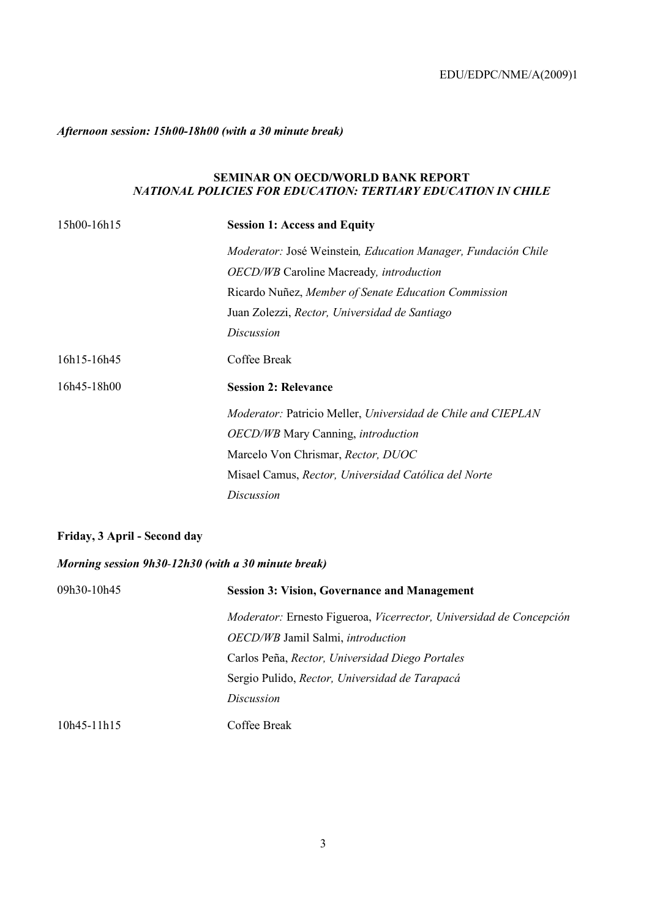***Afternoon session: 15h00-18h00 (with a 30 minute break)***

**SEMINAR ON OECD/WORLD BANK REPORT**
***NATIONAL POLICIES FOR EDUCATION: TERTIARY EDUCATION IN CHILE***

15h00-16h15 **Session 1: Access and Equity**

*Moderator:* José Weinstein*, Education Manager, Fundación Chile*
*OECD/WB* Caroline Macready*, introduction*
Ricardo Nuñez, *Member of Senate Education Commission*
Juan Zolezzi, *Rector, Universidad de Santiago*
*Discussion*

16h15-16h45 Coffee Break

16h45-18h00 **Session 2: Relevance**

*Moderator:* Patricio Meller, *Universidad de Chile and CIEPLAN*
*OECD/WB* Mary Canning, *introduction*
Marcelo Von Chrismar, *Rector, DUOC*
Misael Camus, *Rector, Universidad Católica del Norte*
*Discussion*

**Friday, 3 April - Second day**

***Morning session 9h30-12h30 (with a 30 minute break)***

09h30-10h45 **Session 3: Vision, Governance and Management**

*Moderator:* Ernesto Figueroa, *Vicerrector, Universidad de Concepción*
*OECD/WB* Jamil Salmi, *introduction*
Carlos Peña, *Rector, Universidad Diego Portales*
Sergio Pulido, *Rector, Universidad de Tarapacá*
*Discussion*

10h45-11h15 Coffee Break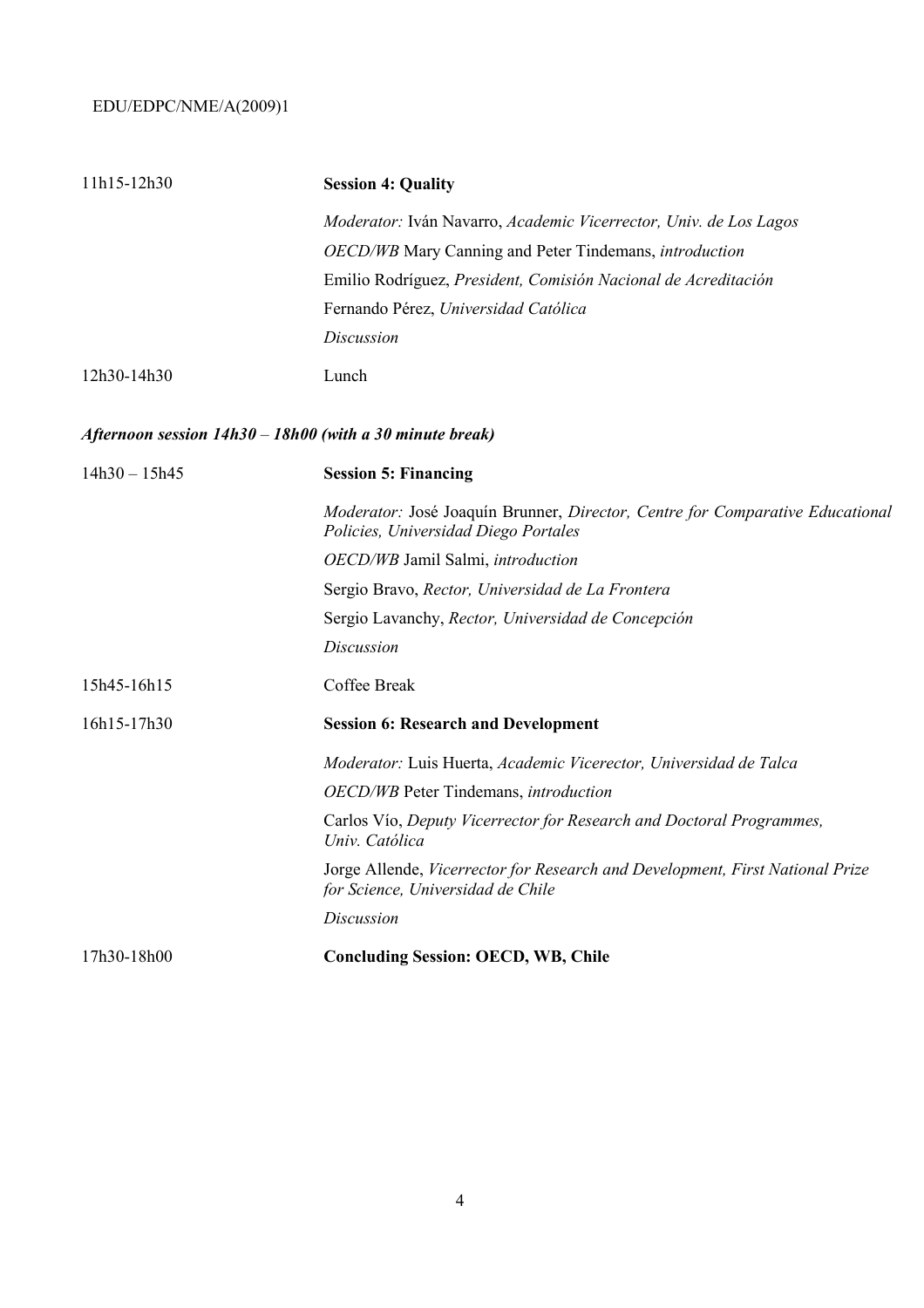11h15-12h30 **Session 4: Quality**

*Moderator:* Iván Navarro, *Academic Vicerrector, Univ. de Los Lagos*

*OECD/WB* Mary Canning and Peter Tindemans, *introduction*

Emilio Rodríguez, *President, Comisión Nacional de Acreditación*

Fernando Pérez, *Universidad Católica*

*Discussion*

12h30-14h30 Lunch

***Afternoon session 14h30 – 18h00 (with a 30 minute break)***

14h30 – 15h45 **Session 5: Financing**

*Moderator:* José Joaquín Brunner, *Director, Centre for Comparative Educational Policies, Universidad Diego Portales*

*OECD/WB* Jamil Salmi, *introduction*

Sergio Bravo, *Rector, Universidad de La Frontera*

Sergio Lavanchy, *Rector, Universidad de Concepción*

*Discussion*

15h45-16h15 Coffee Break

16h15-17h30 **Session 6: Research and Development**

*Moderator:* Luis Huerta, *Academic Vicerector, Universidad de Talca*

*OECD/WB* Peter Tindemans, *introduction*

Carlos Vío, *Deputy Vicerrector for Research and Doctoral Programmes, Univ. Católica*

Jorge Allende, *Vicerrector for Research and Development, First National Prize for Science, Universidad de Chile*

*Discussion*

17h30-18h00 **Concluding Session: OECD, WB, Chile**